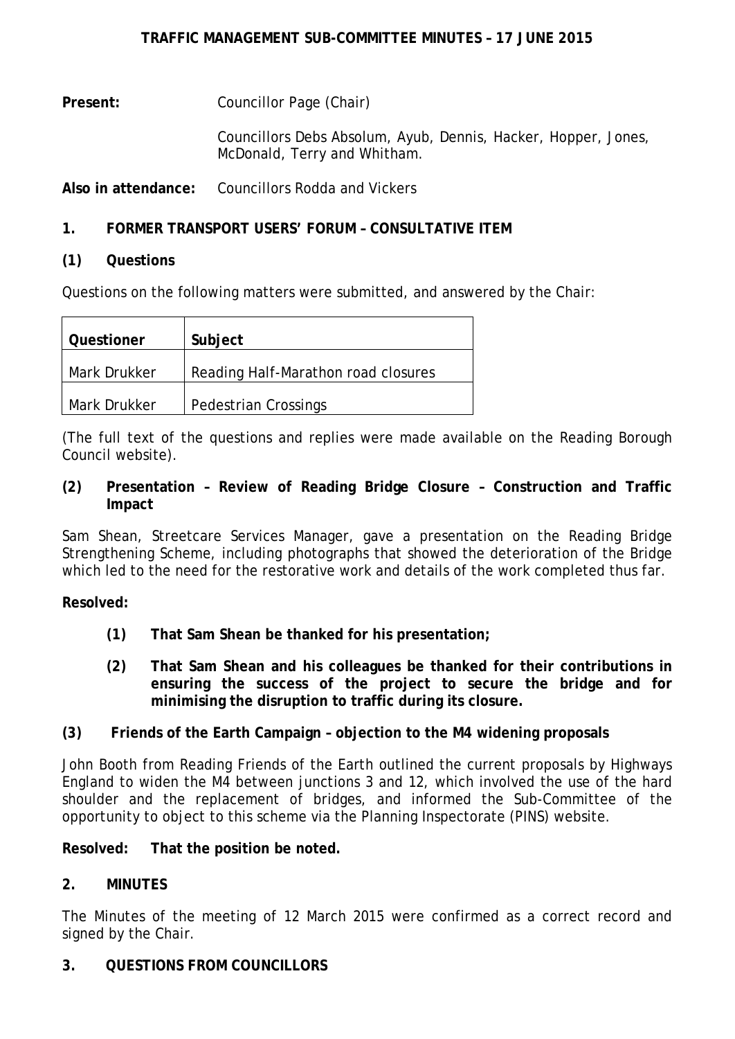# TRAFFIC MANAGEMENT SUB-COMMITTEE MINUTES – 17 JUNE 2015

**Present:** Councillor Page (Chair)

Councillors Debs Absolum, Ayub, Dennis, Hacker, Hopper, Jones, McDonald, Terry and Whitham.

**Also in attendance:** Councillors Rodda and Vickers

## 1. FORMER TRANSPORT USERS' FORUM – CONSULTATIVE ITEM

### (1) Questions

Questions on the following matters were submitted, and answered by the Chair:

| Questioner | Subject |
|---|---|
| Mark Drukker | Reading Half-Marathon road closures |
| Mark Drukker | Pedestrian Crossings |

(The full text of the questions and replies were made available on the Reading Borough Council website).

### (2) Presentation – Review of Reading Bridge Closure – Construction and Traffic Impact

Sam Shean, Streetcare Services Manager, gave a presentation on the Reading Bridge Strengthening Scheme, including photographs that showed the deterioration of the Bridge which led to the need for the restorative work and details of the work completed thus far.

**Resolved:**

**(1) That Sam Shean be thanked for his presentation;**

**(2) That Sam Shean and his colleagues be thanked for their contributions in ensuring the success of the project to secure the bridge and for minimising the disruption to traffic during its closure.**

### (3) Friends of the Earth Campaign – objection to the M4 widening proposals

John Booth from Reading Friends of the Earth outlined the current proposals by Highways England to widen the M4 between junctions 3 and 12, which involved the use of the hard shoulder and the replacement of bridges, and informed the Sub-Committee of the opportunity to object to this scheme via the Planning Inspectorate (PINS) website.

**Resolved: That the position be noted.**

## 2. MINUTES

The Minutes of the meeting of 12 March 2015 were confirmed as a correct record and signed by the Chair.

## 3. QUESTIONS FROM COUNCILLORS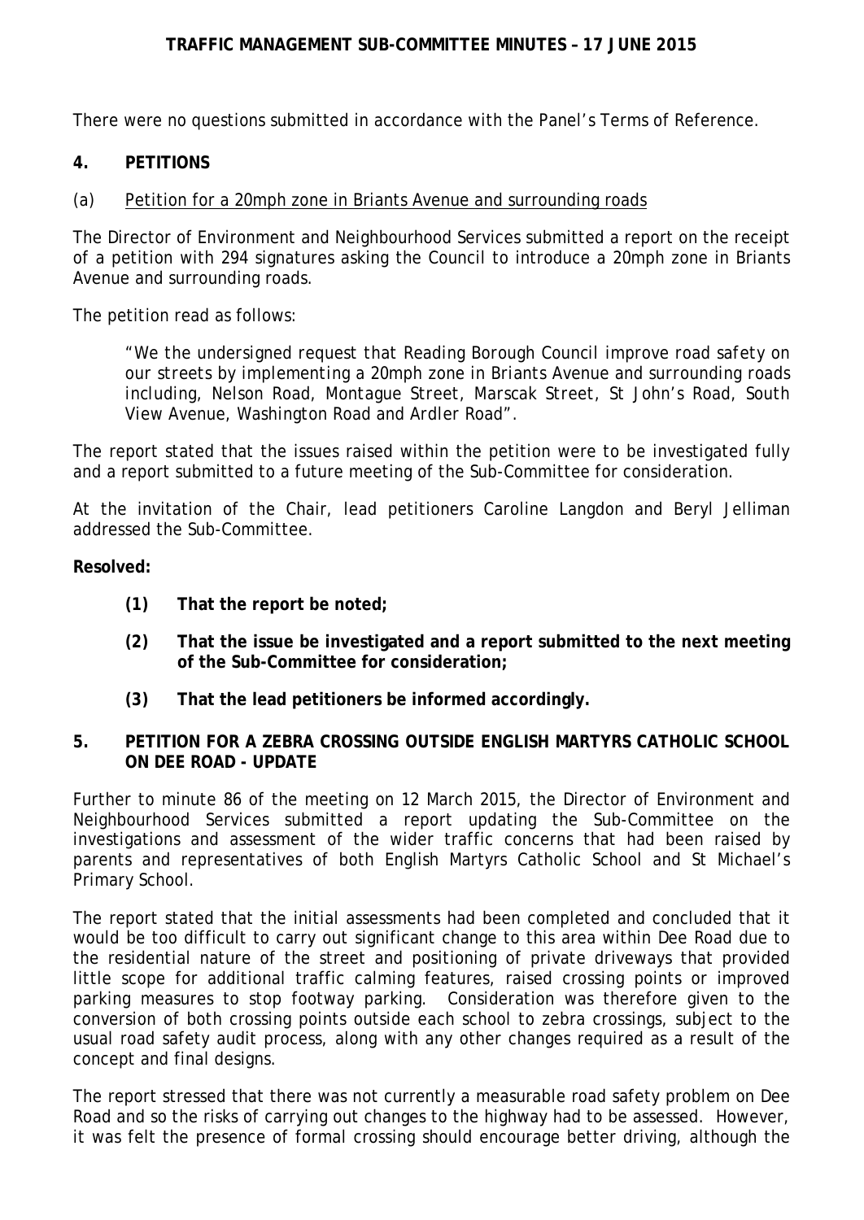There were no questions submitted in accordance with the Panel's Terms of Reference.

## 4. PETITIONS

(a) Petition for a 20mph zone in Briants Avenue and surrounding roads

The Director of Environment and Neighbourhood Services submitted a report on the receipt of a petition with 294 signatures asking the Council to introduce a 20mph zone in Briants Avenue and surrounding roads.

The petition read as follows:

> "We the undersigned request that Reading Borough Council improve road safety on our streets by implementing a 20mph zone in Briants Avenue and surrounding roads including, Nelson Road, Montague Street, Marscak Street, St John's Road, South View Avenue, Washington Road and Ardler Road".

The report stated that the issues raised within the petition were to be investigated fully and a report submitted to a future meeting of the Sub-Committee for consideration.

At the invitation of the Chair, lead petitioners Caroline Langdon and Beryl Jelliman addressed the Sub-Committee.

**Resolved:**

> **(1) That the report be noted;**
>
> **(2) That the issue be investigated and a report submitted to the next meeting of the Sub-Committee for consideration;**
>
> **(3) That the lead petitioners be informed accordingly.**

## 5. PETITION FOR A ZEBRA CROSSING OUTSIDE ENGLISH MARTYRS CATHOLIC SCHOOL ON DEE ROAD - UPDATE

Further to minute 86 of the meeting on 12 March 2015, the Director of Environment and Neighbourhood Services submitted a report updating the Sub-Committee on the investigations and assessment of the wider traffic concerns that had been raised by parents and representatives of both English Martyrs Catholic School and St Michael's Primary School.

The report stated that the initial assessments had been completed and concluded that it would be too difficult to carry out significant change to this area within Dee Road due to the residential nature of the street and positioning of private driveways that provided little scope for additional traffic calming features, raised crossing points or improved parking measures to stop footway parking. Consideration was therefore given to the conversion of both crossing points outside each school to zebra crossings, subject to the usual road safety audit process, along with any other changes required as a result of the concept and final designs.

The report stressed that there was not currently a measurable road safety problem on Dee Road and so the risks of carrying out changes to the highway had to be assessed. However, it was felt the presence of formal crossing should encourage better driving, although the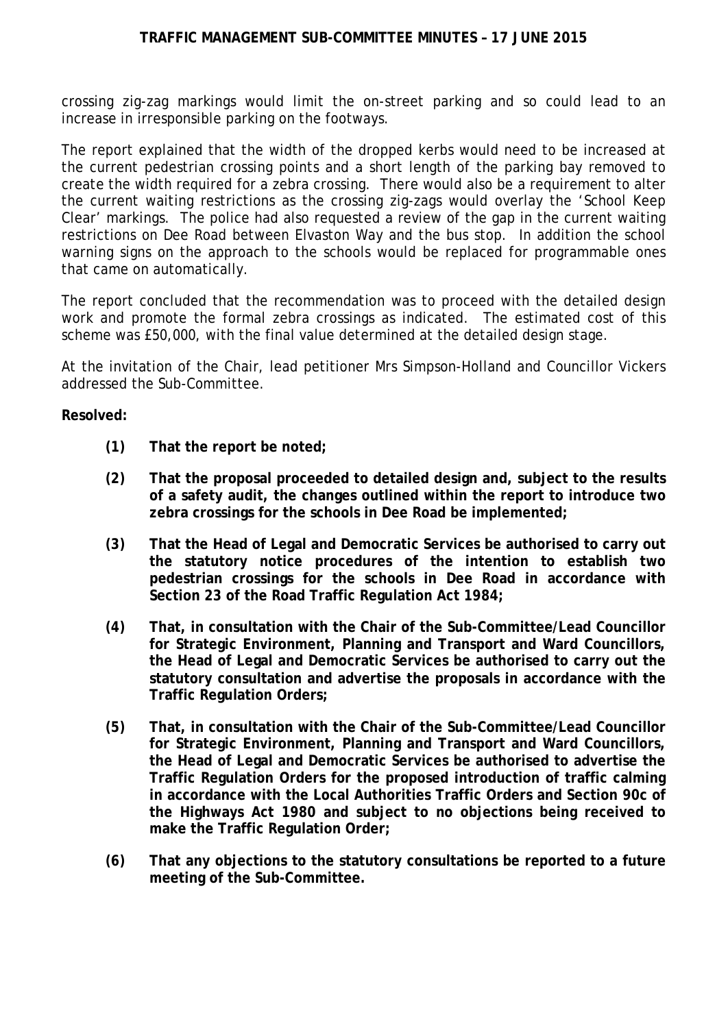crossing zig-zag markings would limit the on-street parking and so could lead to an increase in irresponsible parking on the footways.

The report explained that the width of the dropped kerbs would need to be increased at the current pedestrian crossing points and a short length of the parking bay removed to create the width required for a zebra crossing. There would also be a requirement to alter the current waiting restrictions as the crossing zig-zags would overlay the 'School Keep Clear' markings. The police had also requested a review of the gap in the current waiting restrictions on Dee Road between Elvaston Way and the bus stop. In addition the school warning signs on the approach to the schools would be replaced for programmable ones that came on automatically.

The report concluded that the recommendation was to proceed with the detailed design work and promote the formal zebra crossings as indicated. The estimated cost of this scheme was £50,000, with the final value determined at the detailed design stage.

At the invitation of the Chair, lead petitioner Mrs Simpson-Holland and Councillor Vickers addressed the Sub-Committee.

**Resolved:**

**(1) That the report be noted;**

**(2) That the proposal proceeded to detailed design and, subject to the results of a safety audit, the changes outlined within the report to introduce two zebra crossings for the schools in Dee Road be implemented;**

**(3) That the Head of Legal and Democratic Services be authorised to carry out the statutory notice procedures of the intention to establish two pedestrian crossings for the schools in Dee Road in accordance with Section 23 of the Road Traffic Regulation Act 1984;**

**(4) That, in consultation with the Chair of the Sub-Committee/Lead Councillor for Strategic Environment, Planning and Transport and Ward Councillors, the Head of Legal and Democratic Services be authorised to carry out the statutory consultation and advertise the proposals in accordance with the Traffic Regulation Orders;**

**(5) That, in consultation with the Chair of the Sub-Committee/Lead Councillor for Strategic Environment, Planning and Transport and Ward Councillors, the Head of Legal and Democratic Services be authorised to advertise the Traffic Regulation Orders for the proposed introduction of traffic calming in accordance with the Local Authorities Traffic Orders and Section 90c of the Highways Act 1980 and subject to no objections being received to make the Traffic Regulation Order;**

**(6) That any objections to the statutory consultations be reported to a future meeting of the Sub-Committee.**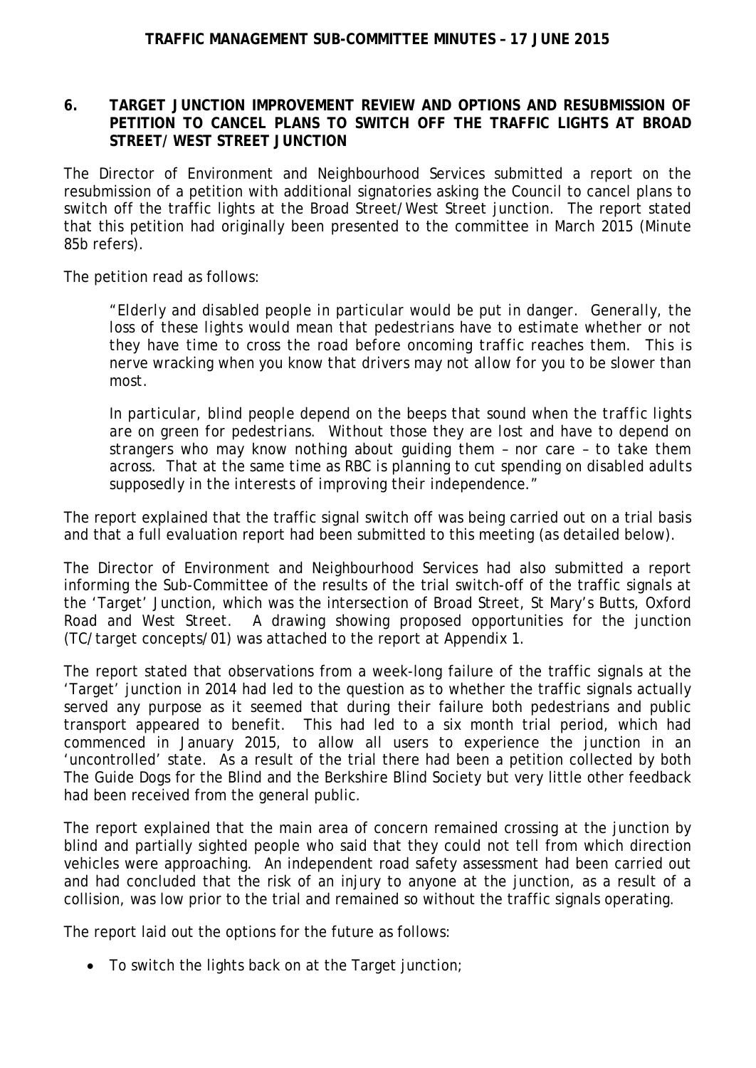## 6. TARGET JUNCTION IMPROVEMENT REVIEW AND OPTIONS AND RESUBMISSION OF PETITION TO CANCEL PLANS TO SWITCH OFF THE TRAFFIC LIGHTS AT BROAD STREET/ WEST STREET JUNCTION

The Director of Environment and Neighbourhood Services submitted a report on the resubmission of a petition with additional signatories asking the Council to cancel plans to switch off the traffic lights at the Broad Street/West Street junction. The report stated that this petition had originally been presented to the committee in March 2015 (Minute 85b refers).

The petition read as follows:

> "Elderly and disabled people in particular would be put in danger. Generally, the loss of these lights would mean that pedestrians have to estimate whether or not they have time to cross the road before oncoming traffic reaches them. This is nerve wracking when you know that drivers may not allow for you to be slower than most.
>
> In particular, blind people depend on the beeps that sound when the traffic lights are on green for pedestrians. Without those they are lost and have to depend on strangers who may know nothing about guiding them – nor care – to take them across. That at the same time as RBC is planning to cut spending on disabled adults supposedly in the interests of improving their independence."

The report explained that the traffic signal switch off was being carried out on a trial basis and that a full evaluation report had been submitted to this meeting (as detailed below).

The Director of Environment and Neighbourhood Services had also submitted a report informing the Sub-Committee of the results of the trial switch-off of the traffic signals at the 'Target' Junction, which was the intersection of Broad Street, St Mary's Butts, Oxford Road and West Street. A drawing showing proposed opportunities for the junction (TC/target concepts/01) was attached to the report at Appendix 1.

The report stated that observations from a week-long failure of the traffic signals at the 'Target' junction in 2014 had led to the question as to whether the traffic signals actually served any purpose as it seemed that during their failure both pedestrians and public transport appeared to benefit. This had led to a six month trial period, which had commenced in January 2015, to allow all users to experience the junction in an 'uncontrolled' state. As a result of the trial there had been a petition collected by both The Guide Dogs for the Blind and the Berkshire Blind Society but very little other feedback had been received from the general public.

The report explained that the main area of concern remained crossing at the junction by blind and partially sighted people who said that they could not tell from which direction vehicles were approaching. An independent road safety assessment had been carried out and had concluded that the risk of an injury to anyone at the junction, as a result of a collision, was low prior to the trial and remained so without the traffic signals operating.

The report laid out the options for the future as follows:

- To switch the lights back on at the Target junction;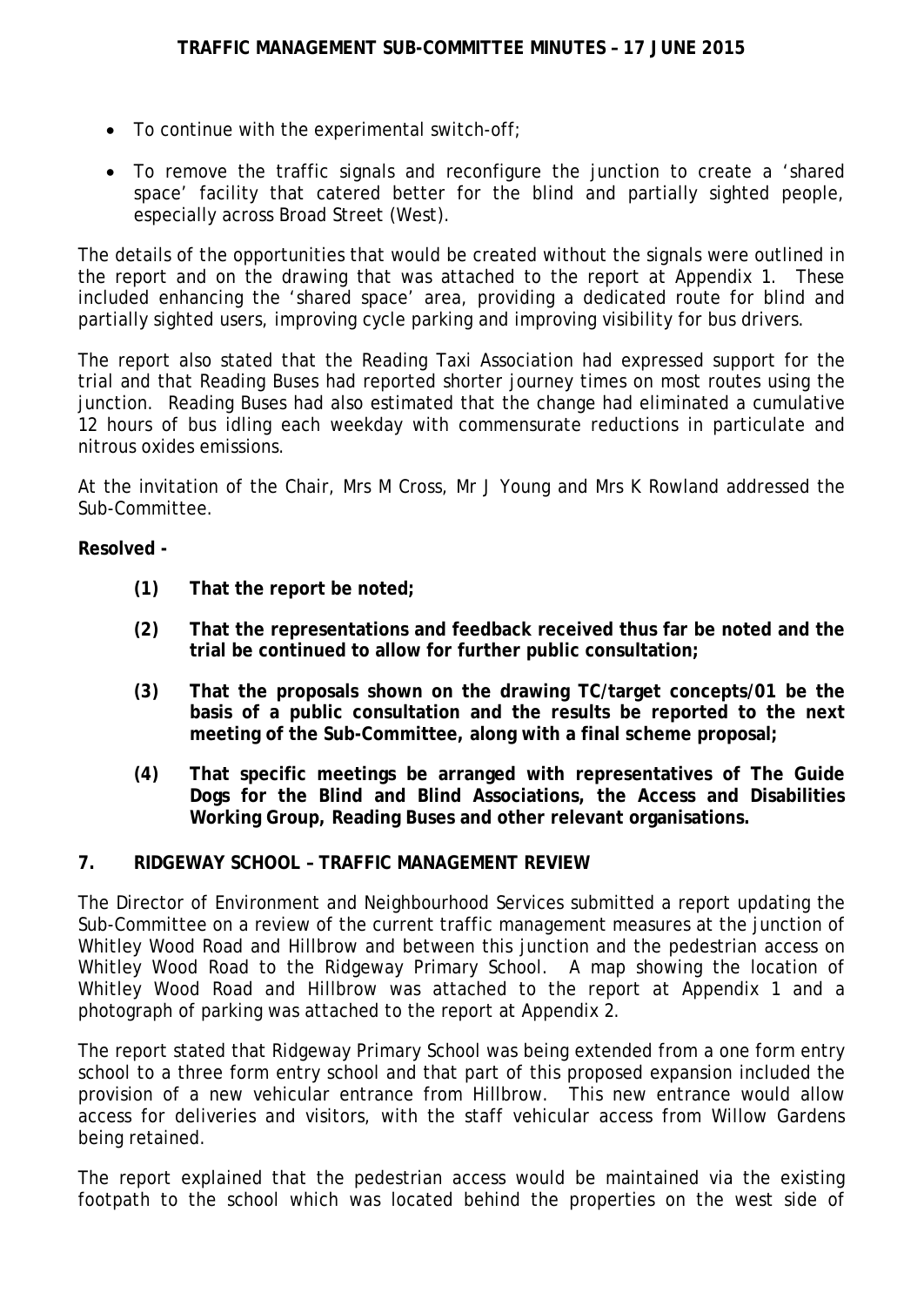- To continue with the experimental switch-off;
- To remove the traffic signals and reconfigure the junction to create a 'shared space' facility that catered better for the blind and partially sighted people, especially across Broad Street (West).

The details of the opportunities that would be created without the signals were outlined in the report and on the drawing that was attached to the report at Appendix 1. These included enhancing the 'shared space' area, providing a dedicated route for blind and partially sighted users, improving cycle parking and improving visibility for bus drivers.

The report also stated that the Reading Taxi Association had expressed support for the trial and that Reading Buses had reported shorter journey times on most routes using the junction. Reading Buses had also estimated that the change had eliminated a cumulative 12 hours of bus idling each weekday with commensurate reductions in particulate and nitrous oxides emissions.

At the invitation of the Chair, Mrs M Cross, Mr J Young and Mrs K Rowland addressed the Sub-Committee.

**Resolved -**

**(1) That the report be noted;**

**(2) That the representations and feedback received thus far be noted and the trial be continued to allow for further public consultation;**

**(3) That the proposals shown on the drawing TC/target concepts/01 be the basis of a public consultation and the results be reported to the next meeting of the Sub-Committee, along with a final scheme proposal;**

**(4) That specific meetings be arranged with representatives of The Guide Dogs for the Blind and Blind Associations, the Access and Disabilities Working Group, Reading Buses and other relevant organisations.**

## 7. RIDGEWAY SCHOOL – TRAFFIC MANAGEMENT REVIEW

The Director of Environment and Neighbourhood Services submitted a report updating the Sub-Committee on a review of the current traffic management measures at the junction of Whitley Wood Road and Hillbrow and between this junction and the pedestrian access on Whitley Wood Road to the Ridgeway Primary School. A map showing the location of Whitley Wood Road and Hillbrow was attached to the report at Appendix 1 and a photograph of parking was attached to the report at Appendix 2.

The report stated that Ridgeway Primary School was being extended from a one form entry school to a three form entry school and that part of this proposed expansion included the provision of a new vehicular entrance from Hillbrow. This new entrance would allow access for deliveries and visitors, with the staff vehicular access from Willow Gardens being retained.

The report explained that the pedestrian access would be maintained via the existing footpath to the school which was located behind the properties on the west side of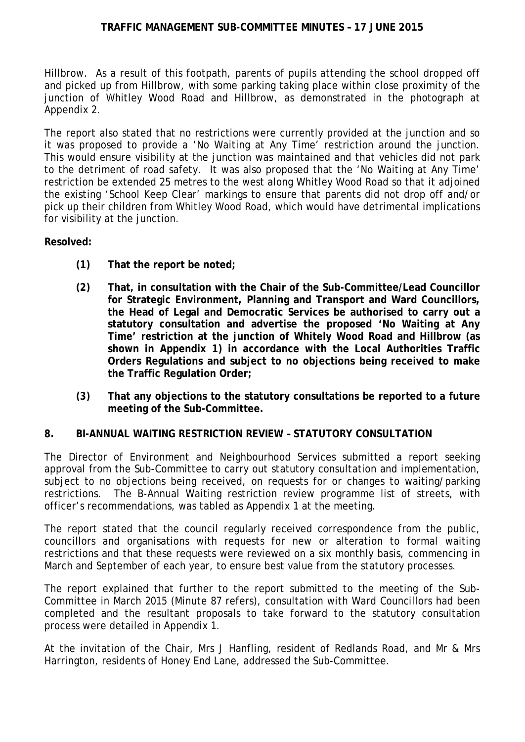Hillbrow. As a result of this footpath, parents of pupils attending the school dropped off and picked up from Hillbrow, with some parking taking place within close proximity of the junction of Whitley Wood Road and Hillbrow, as demonstrated in the photograph at Appendix 2.

The report also stated that no restrictions were currently provided at the junction and so it was proposed to provide a 'No Waiting at Any Time' restriction around the junction. This would ensure visibility at the junction was maintained and that vehicles did not park to the detriment of road safety. It was also proposed that the 'No Waiting at Any Time' restriction be extended 25 metres to the west along Whitley Wood Road so that it adjoined the existing 'School Keep Clear' markings to ensure that parents did not drop off and/or pick up their children from Whitley Wood Road, which would have detrimental implications for visibility at the junction.

**Resolved:**

**(1) That the report be noted;**

**(2) That, in consultation with the Chair of the Sub-Committee/Lead Councillor for Strategic Environment, Planning and Transport and Ward Councillors, the Head of Legal and Democratic Services be authorised to carry out a statutory consultation and advertise the proposed 'No Waiting at Any Time' restriction at the junction of Whitely Wood Road and Hillbrow (as shown in Appendix 1) in accordance with the Local Authorities Traffic Orders Regulations and subject to no objections being received to make the Traffic Regulation Order;**

**(3) That any objections to the statutory consultations be reported to a future meeting of the Sub-Committee.**

## 8. BI-ANNUAL WAITING RESTRICTION REVIEW – STATUTORY CONSULTATION

The Director of Environment and Neighbourhood Services submitted a report seeking approval from the Sub-Committee to carry out statutory consultation and implementation, subject to no objections being received, on requests for or changes to waiting/parking restrictions. The B-Annual Waiting restriction review programme list of streets, with officer's recommendations, was tabled as Appendix 1 at the meeting.

The report stated that the council regularly received correspondence from the public, councillors and organisations with requests for new or alteration to formal waiting restrictions and that these requests were reviewed on a six monthly basis, commencing in March and September of each year, to ensure best value from the statutory processes.

The report explained that further to the report submitted to the meeting of the Sub-Committee in March 2015 (Minute 87 refers), consultation with Ward Councillors had been completed and the resultant proposals to take forward to the statutory consultation process were detailed in Appendix 1.

At the invitation of the Chair, Mrs J Hanfling, resident of Redlands Road, and Mr & Mrs Harrington, residents of Honey End Lane, addressed the Sub-Committee.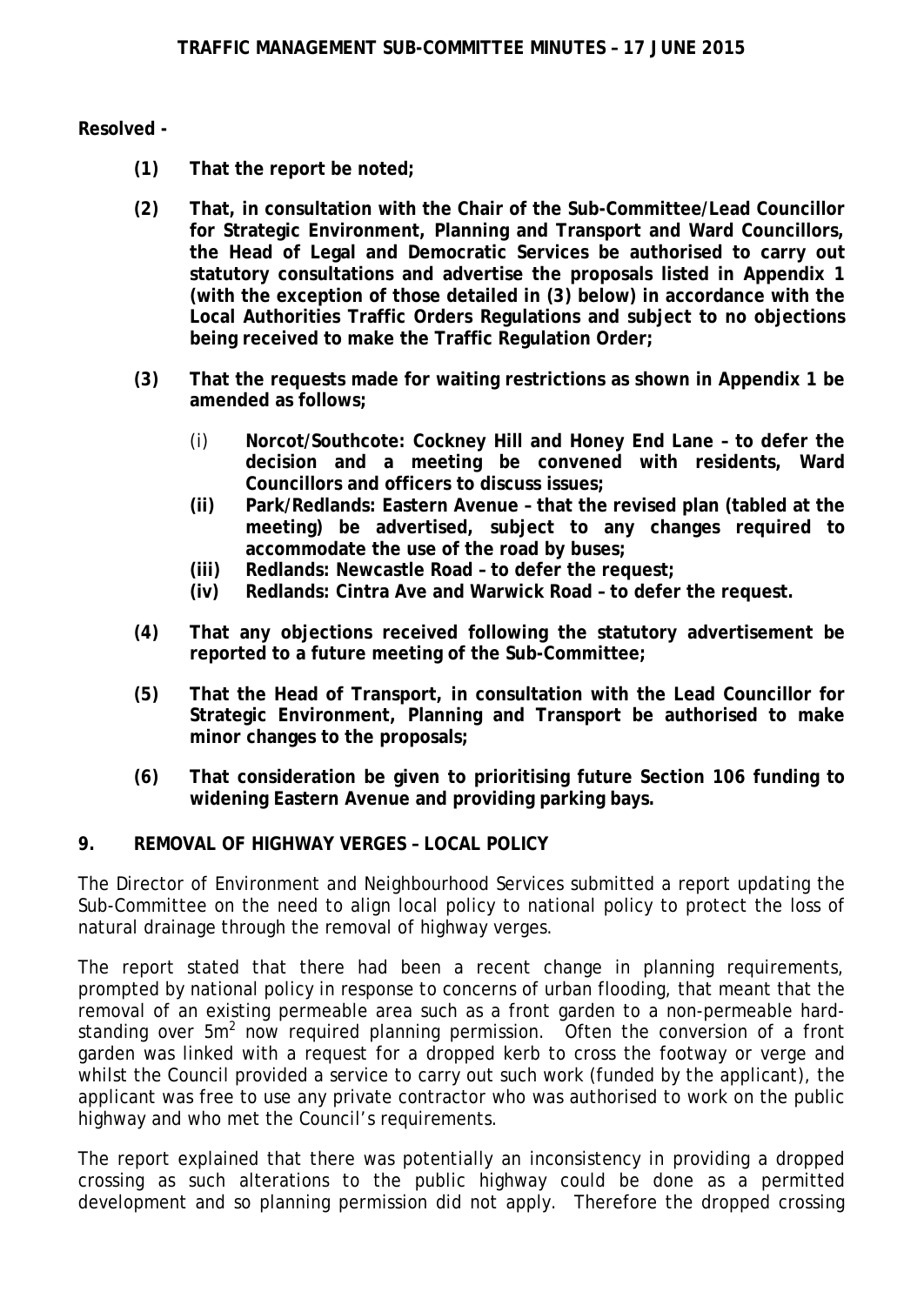**Resolved -**

**(1) That the report be noted;**

**(2) That, in consultation with the Chair of the Sub-Committee/Lead Councillor for Strategic Environment, Planning and Transport and Ward Councillors, the Head of Legal and Democratic Services be authorised to carry out statutory consultations and advertise the proposals listed in Appendix 1 (with the exception of those detailed in (3) below) in accordance with the Local Authorities Traffic Orders Regulations and subject to no objections being received to make the Traffic Regulation Order;**

**(3) That the requests made for waiting restrictions as shown in Appendix 1 be amended as follows;**

(i) **Norcot/Southcote: Cockney Hill and Honey End Lane – to defer the decision and a meeting be convened with residents, Ward Councillors and officers to discuss issues;**

**(ii) Park/Redlands: Eastern Avenue – that the revised plan (tabled at the meeting) be advertised, subject to any changes required to accommodate the use of the road by buses;**

**(iii) Redlands: Newcastle Road – to defer the request;**

**(iv) Redlands: Cintra Ave and Warwick Road – to defer the request.**

**(4) That any objections received following the statutory advertisement be reported to a future meeting of the Sub-Committee;**

**(5) That the Head of Transport, in consultation with the Lead Councillor for Strategic Environment, Planning and Transport be authorised to make minor changes to the proposals;**

**(6) That consideration be given to prioritising future Section 106 funding to widening Eastern Avenue and providing parking bays.**

## 9. REMOVAL OF HIGHWAY VERGES – LOCAL POLICY

The Director of Environment and Neighbourhood Services submitted a report updating the Sub-Committee on the need to align local policy to national policy to protect the loss of natural drainage through the removal of highway verges.

The report stated that there had been a recent change in planning requirements, prompted by national policy in response to concerns of urban flooding, that meant that the removal of an existing permeable area such as a front garden to a non-permeable hard-standing over $5m^2$ now required planning permission. Often the conversion of a front garden was linked with a request for a dropped kerb to cross the footway or verge and whilst the Council provided a service to carry out such work (funded by the applicant), the applicant was free to use any private contractor who was authorised to work on the public highway and who met the Council's requirements.

The report explained that there was potentially an inconsistency in providing a dropped crossing as such alterations to the public highway could be done as a permitted development and so planning permission did not apply. Therefore the dropped crossing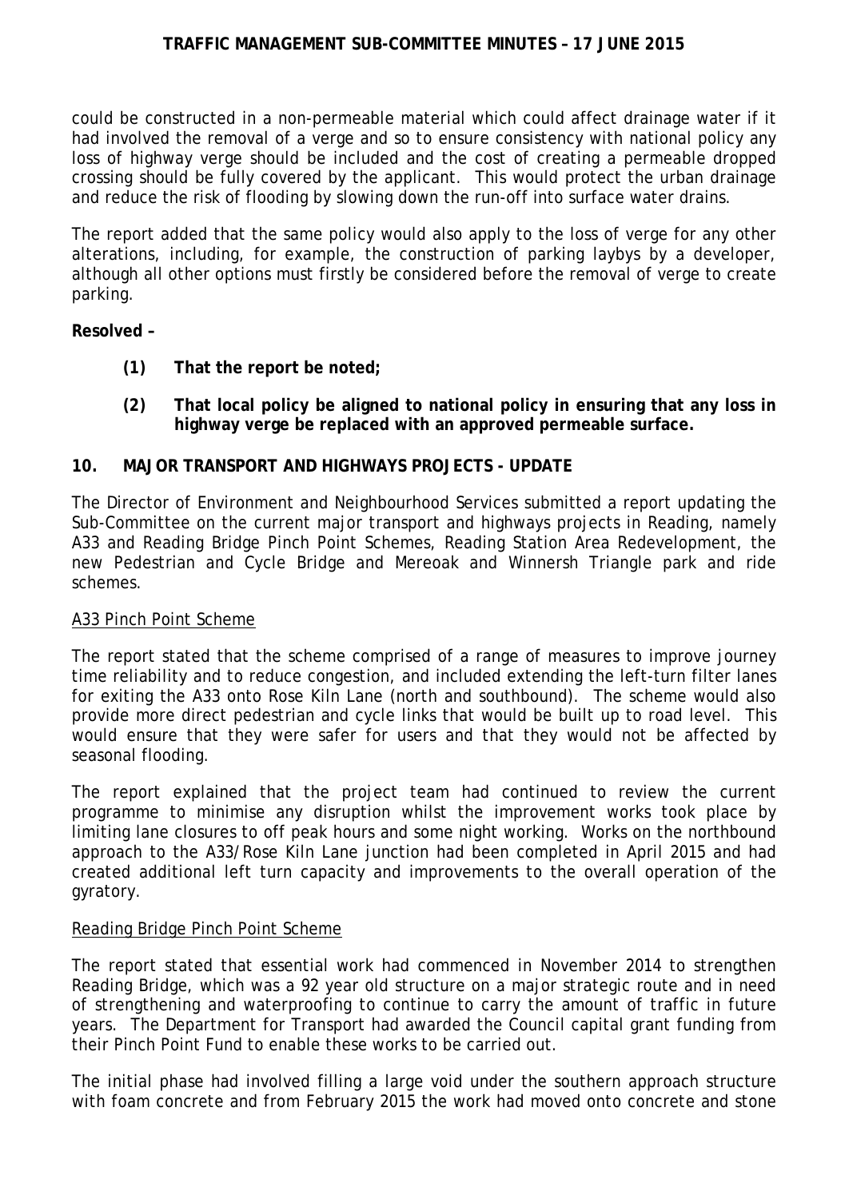could be constructed in a non-permeable material which could affect drainage water if it had involved the removal of a verge and so to ensure consistency with national policy any loss of highway verge should be included and the cost of creating a permeable dropped crossing should be fully covered by the applicant. This would protect the urban drainage and reduce the risk of flooding by slowing down the run-off into surface water drains.

The report added that the same policy would also apply to the loss of verge for any other alterations, including, for example, the construction of parking laybys by a developer, although all other options must firstly be considered before the removal of verge to create parking.

**Resolved –**

> **(1) That the report be noted;**
>
> **(2) That local policy be aligned to national policy in ensuring that any loss in highway verge be replaced with an approved permeable surface.**

## 10. MAJOR TRANSPORT AND HIGHWAYS PROJECTS - UPDATE

The Director of Environment and Neighbourhood Services submitted a report updating the Sub-Committee on the current major transport and highways projects in Reading, namely A33 and Reading Bridge Pinch Point Schemes, Reading Station Area Redevelopment, the new Pedestrian and Cycle Bridge and Mereoak and Winnersh Triangle park and ride schemes.

### A33 Pinch Point Scheme

The report stated that the scheme comprised of a range of measures to improve journey time reliability and to reduce congestion, and included extending the left-turn filter lanes for exiting the A33 onto Rose Kiln Lane (north and southbound). The scheme would also provide more direct pedestrian and cycle links that would be built up to road level. This would ensure that they were safer for users and that they would not be affected by seasonal flooding.

The report explained that the project team had continued to review the current programme to minimise any disruption whilst the improvement works took place by limiting lane closures to off peak hours and some night working. Works on the northbound approach to the A33/Rose Kiln Lane junction had been completed in April 2015 and had created additional left turn capacity and improvements to the overall operation of the gyratory.

### Reading Bridge Pinch Point Scheme

The report stated that essential work had commenced in November 2014 to strengthen Reading Bridge, which was a 92 year old structure on a major strategic route and in need of strengthening and waterproofing to continue to carry the amount of traffic in future years. The Department for Transport had awarded the Council capital grant funding from their Pinch Point Fund to enable these works to be carried out.

The initial phase had involved filling a large void under the southern approach structure with foam concrete and from February 2015 the work had moved onto concrete and stone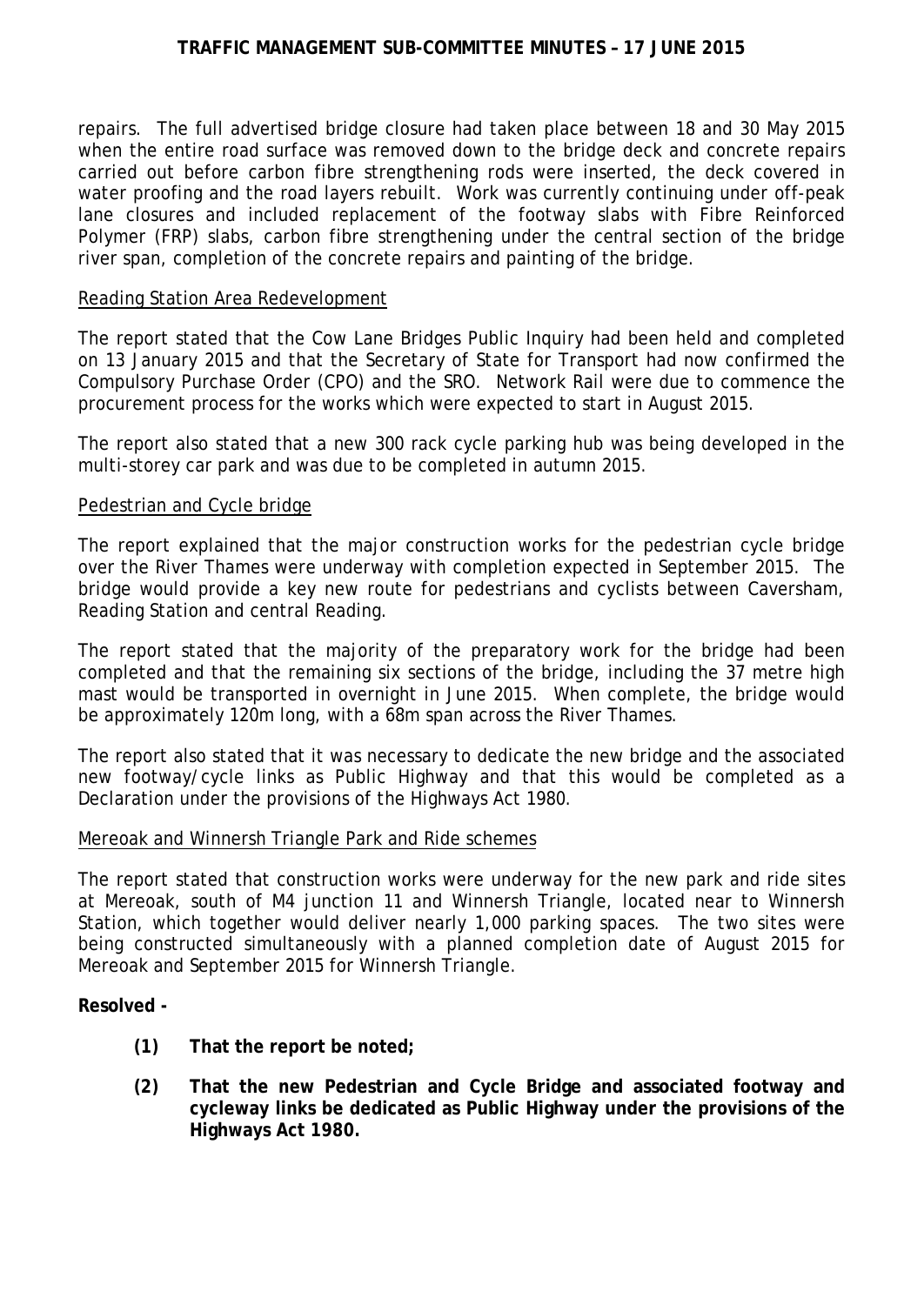repairs. The full advertised bridge closure had taken place between 18 and 30 May 2015 when the entire road surface was removed down to the bridge deck and concrete repairs carried out before carbon fibre strengthening rods were inserted, the deck covered in water proofing and the road layers rebuilt. Work was currently continuing under off-peak lane closures and included replacement of the footway slabs with Fibre Reinforced Polymer (FRP) slabs, carbon fibre strengthening under the central section of the bridge river span, completion of the concrete repairs and painting of the bridge.

<u>Reading Station Area Redevelopment</u>

The report stated that the Cow Lane Bridges Public Inquiry had been held and completed on 13 January 2015 and that the Secretary of State for Transport had now confirmed the Compulsory Purchase Order (CPO) and the SRO. Network Rail were due to commence the procurement process for the works which were expected to start in August 2015.

The report also stated that a new 300 rack cycle parking hub was being developed in the multi-storey car park and was due to be completed in autumn 2015.

<u>Pedestrian and Cycle bridge</u>

The report explained that the major construction works for the pedestrian cycle bridge over the River Thames were underway with completion expected in September 2015. The bridge would provide a key new route for pedestrians and cyclists between Caversham, Reading Station and central Reading.

The report stated that the majority of the preparatory work for the bridge had been completed and that the remaining six sections of the bridge, including the 37 metre high mast would be transported in overnight in June 2015. When complete, the bridge would be approximately 120m long, with a 68m span across the River Thames.

The report also stated that it was necessary to dedicate the new bridge and the associated new footway/cycle links as Public Highway and that this would be completed as a Declaration under the provisions of the Highways Act 1980.

<u>Mereoak and Winnersh Triangle Park and Ride schemes</u>

The report stated that construction works were underway for the new park and ride sites at Mereoak, south of M4 junction 11 and Winnersh Triangle, located near to Winnersh Station, which together would deliver nearly 1,000 parking spaces. The two sites were being constructed simultaneously with a planned completion date of August 2015 for Mereoak and September 2015 for Winnersh Triangle.

**Resolved -**

**(1) That the report be noted;**

**(2) That the new Pedestrian and Cycle Bridge and associated footway and cycleway links be dedicated as Public Highway under the provisions of the Highways Act 1980.**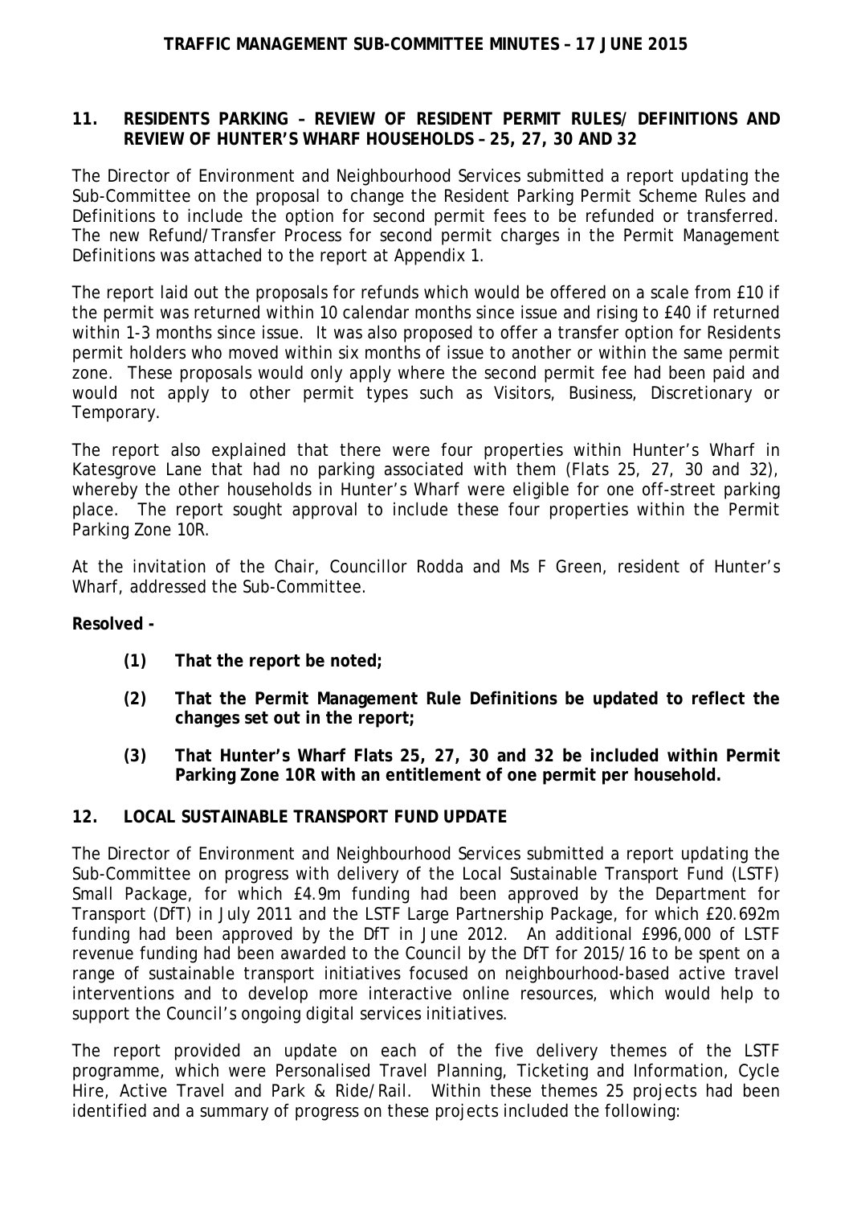## 11. RESIDENTS PARKING – REVIEW OF RESIDENT PERMIT RULES/ DEFINITIONS AND REVIEW OF HUNTER'S WHARF HOUSEHOLDS – 25, 27, 30 AND 32

The Director of Environment and Neighbourhood Services submitted a report updating the Sub-Committee on the proposal to change the Resident Parking Permit Scheme Rules and Definitions to include the option for second permit fees to be refunded or transferred. The new Refund/Transfer Process for second permit charges in the Permit Management Definitions was attached to the report at Appendix 1.

The report laid out the proposals for refunds which would be offered on a scale from £10 if the permit was returned within 10 calendar months since issue and rising to £40 if returned within 1-3 months since issue. It was also proposed to offer a transfer option for Residents permit holders who moved within six months of issue to another or within the same permit zone. These proposals would only apply where the second permit fee had been paid and would not apply to other permit types such as Visitors, Business, Discretionary or Temporary.

The report also explained that there were four properties within Hunter's Wharf in Katesgrove Lane that had no parking associated with them (Flats 25, 27, 30 and 32), whereby the other households in Hunter's Wharf were eligible for one off-street parking place. The report sought approval to include these four properties within the Permit Parking Zone 10R.

At the invitation of the Chair, Councillor Rodda and Ms F Green, resident of Hunter's Wharf, addressed the Sub-Committee.

**Resolved -**

- **(1) That the report be noted;**
- **(2) That the Permit Management Rule Definitions be updated to reflect the changes set out in the report;**
- **(3) That Hunter's Wharf Flats 25, 27, 30 and 32 be included within Permit Parking Zone 10R with an entitlement of one permit per household.**

## 12. LOCAL SUSTAINABLE TRANSPORT FUND UPDATE

The Director of Environment and Neighbourhood Services submitted a report updating the Sub-Committee on progress with delivery of the Local Sustainable Transport Fund (LSTF) Small Package, for which £4.9m funding had been approved by the Department for Transport (DfT) in July 2011 and the LSTF Large Partnership Package, for which £20.692m funding had been approved by the DfT in June 2012. An additional £996,000 of LSTF revenue funding had been awarded to the Council by the DfT for 2015/16 to be spent on a range of sustainable transport initiatives focused on neighbourhood-based active travel interventions and to develop more interactive online resources, which would help to support the Council's ongoing digital services initiatives.

The report provided an update on each of the five delivery themes of the LSTF programme, which were Personalised Travel Planning, Ticketing and Information, Cycle Hire, Active Travel and Park & Ride/Rail. Within these themes 25 projects had been identified and a summary of progress on these projects included the following: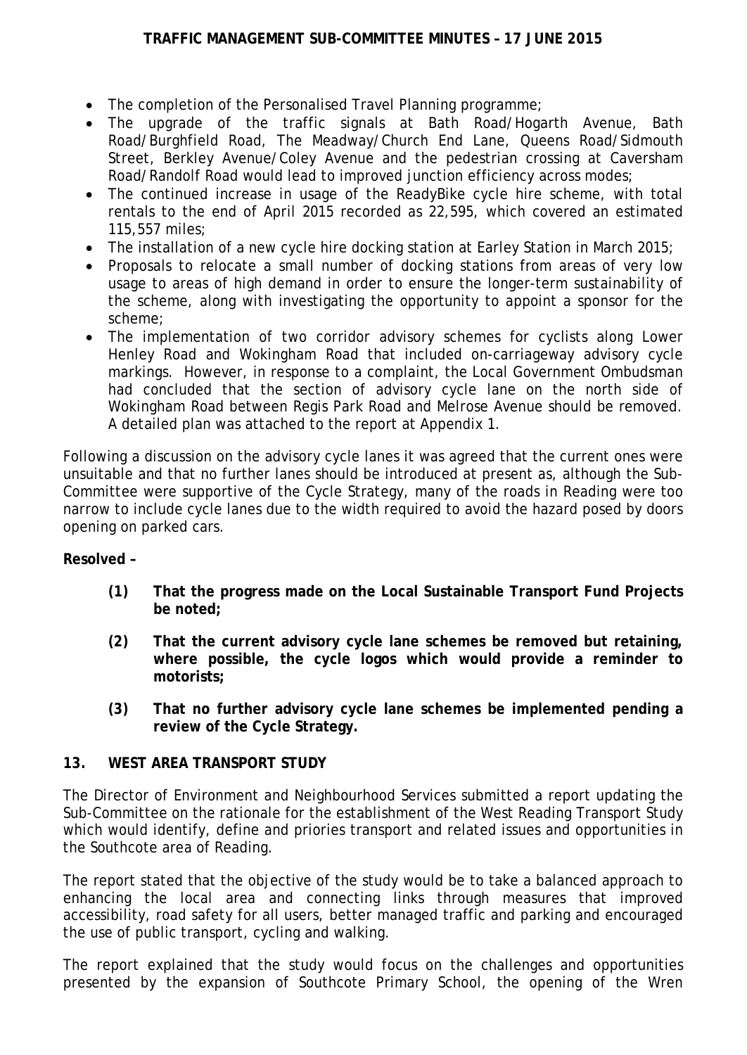- The completion of the Personalised Travel Planning programme;
- The upgrade of the traffic signals at Bath Road/Hogarth Avenue, Bath Road/Burghfield Road, The Meadway/Church End Lane, Queens Road/Sidmouth Street, Berkley Avenue/Coley Avenue and the pedestrian crossing at Caversham Road/Randolf Road would lead to improved junction efficiency across modes;
- The continued increase in usage of the ReadyBike cycle hire scheme, with total rentals to the end of April 2015 recorded as 22,595, which covered an estimated 115,557 miles;
- The installation of a new cycle hire docking station at Earley Station in March 2015;
- Proposals to relocate a small number of docking stations from areas of very low usage to areas of high demand in order to ensure the longer-term sustainability of the scheme, along with investigating the opportunity to appoint a sponsor for the scheme;
- The implementation of two corridor advisory schemes for cyclists along Lower Henley Road and Wokingham Road that included on-carriageway advisory cycle markings. However, in response to a complaint, the Local Government Ombudsman had concluded that the section of advisory cycle lane on the north side of Wokingham Road between Regis Park Road and Melrose Avenue should be removed. A detailed plan was attached to the report at Appendix 1.

Following a discussion on the advisory cycle lanes it was agreed that the current ones were unsuitable and that no further lanes should be introduced at present as, although the Sub-Committee were supportive of the Cycle Strategy, many of the roads in Reading were too narrow to include cycle lanes due to the width required to avoid the hazard posed by doors opening on parked cars.

**Resolved –**

> **(1) That the progress made on the Local Sustainable Transport Fund Projects be noted;**
>
> **(2) That the current advisory cycle lane schemes be removed but retaining, where possible, the cycle logos which would provide a reminder to motorists;**
>
> **(3) That no further advisory cycle lane schemes be implemented pending a review of the Cycle Strategy.**

## 13. WEST AREA TRANSPORT STUDY

The Director of Environment and Neighbourhood Services submitted a report updating the Sub-Committee on the rationale for the establishment of the West Reading Transport Study which would identify, define and priories transport and related issues and opportunities in the Southcote area of Reading.

The report stated that the objective of the study would be to take a balanced approach to enhancing the local area and connecting links through measures that improved accessibility, road safety for all users, better managed traffic and parking and encouraged the use of public transport, cycling and walking.

The report explained that the study would focus on the challenges and opportunities presented by the expansion of Southcote Primary School, the opening of the Wren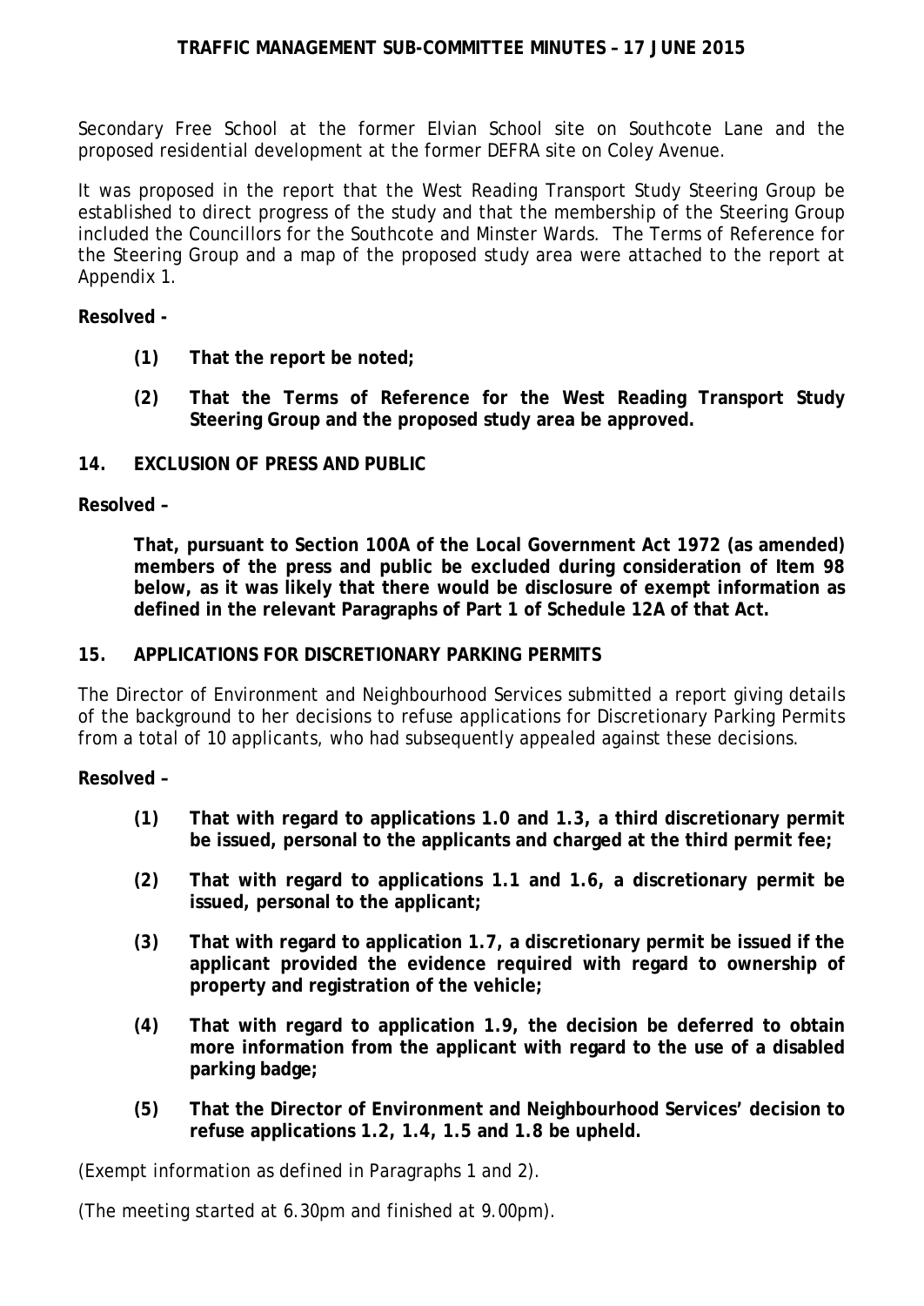Secondary Free School at the former Elvian School site on Southcote Lane and the proposed residential development at the former DEFRA site on Coley Avenue.

It was proposed in the report that the West Reading Transport Study Steering Group be established to direct progress of the study and that the membership of the Steering Group included the Councillors for the Southcote and Minster Wards. The Terms of Reference for the Steering Group and a map of the proposed study area were attached to the report at Appendix 1.

**Resolved -**

> **(1) That the report be noted;**
>
> **(2) That the Terms of Reference for the West Reading Transport Study Steering Group and the proposed study area be approved.**

## 14. EXCLUSION OF PRESS AND PUBLIC

**Resolved –**

> **That, pursuant to Section 100A of the Local Government Act 1972 (as amended) members of the press and public be excluded during consideration of Item 98 below, as it was likely that there would be disclosure of exempt information as defined in the relevant Paragraphs of Part 1 of Schedule 12A of that Act.**

## 15. APPLICATIONS FOR DISCRETIONARY PARKING PERMITS

The Director of Environment and Neighbourhood Services submitted a report giving details of the background to her decisions to refuse applications for Discretionary Parking Permits from a total of 10 applicants, who had subsequently appealed against these decisions.

**Resolved –**

> **(1) That with regard to applications 1.0 and 1.3, a third discretionary permit be issued, personal to the applicants and charged at the third permit fee;**
>
> **(2) That with regard to applications 1.1 and 1.6, a discretionary permit be issued, personal to the applicant;**
>
> **(3) That with regard to application 1.7, a discretionary permit be issued if the applicant provided the evidence required with regard to ownership of property and registration of the vehicle;**
>
> **(4) That with regard to application 1.9, the decision be deferred to obtain more information from the applicant with regard to the use of a disabled parking badge;**
>
> **(5) That the Director of Environment and Neighbourhood Services' decision to refuse applications 1.2, 1.4, 1.5 and 1.8 be upheld.**

(Exempt information as defined in Paragraphs 1 and 2).

(The meeting started at 6.30pm and finished at 9.00pm).